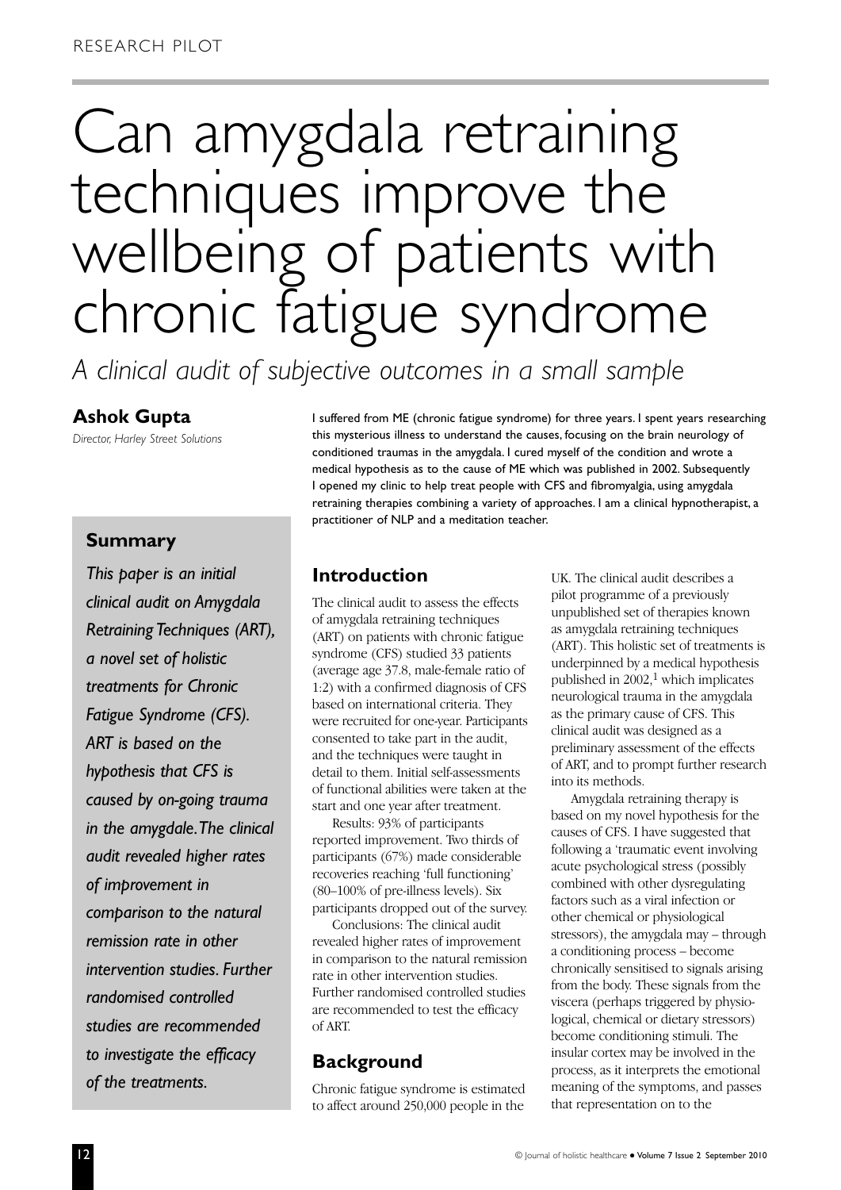RESEARCH PILOT

# Can amygdala retraining techniques improve the wellbeing of patients with chronic fatigue syndrome

*A clinical audit of subjective outcomes in a small sample*

**Ashok Gupta**
*Director, Harley Street Solutions*

I suffered from ME (chronic fatigue syndrome) for three years. I spent years researching this mysterious illness to understand the causes, focusing on the brain neurology of conditioned traumas in the amygdala. I cured myself of the condition and wrote a medical hypothesis as to the cause of ME which was published in 2002. Subsequently I opened my clinic to help treat people with CFS and fibromyalgia, using amygdala retraining therapies combining a variety of approaches. I am a clinical hypnotherapist, a practitioner of NLP and a meditation teacher.

## Summary

*This paper is an initial clinical audit on Amygdala Retraining Techniques (ART), a novel set of holistic treatments for Chronic Fatigue Syndrome (CFS). ART is based on the hypothesis that CFS is caused by on-going trauma in the amygdale. The clinical audit revealed higher rates of improvement in comparison to the natural remission rate in other intervention studies. Further randomised controlled studies are recommended to investigate the efficacy of the treatments.*

## Introduction

The clinical audit to assess the effects of amygdala retraining techniques (ART) on patients with chronic fatigue syndrome (CFS) studied 33 patients (average age 37.8, male-female ratio of 1:2) with a confirmed diagnosis of CFS based on international criteria. They were recruited for one-year. Participants consented to take part in the audit, and the techniques were taught in detail to them. Initial self-assessments of functional abilities were taken at the start and one year after treatment.

Results: 93% of participants reported improvement. Two thirds of participants (67%) made considerable recoveries reaching 'full functioning' (80–100% of pre-illness levels). Six participants dropped out of the survey.

Conclusions: The clinical audit revealed higher rates of improvement in comparison to the natural remission rate in other intervention studies. Further randomised controlled studies are recommended to test the efficacy of ART.

## Background

Chronic fatigue syndrome is estimated to affect around 250,000 people in the UK. The clinical audit describes a pilot programme of a previously unpublished set of therapies known as amygdala retraining techniques (ART). This holistic set of treatments is underpinned by a medical hypothesis published in 2002,[1] which implicates neurological trauma in the amygdala as the primary cause of CFS. This clinical audit was designed as a preliminary assessment of the effects of ART, and to prompt further research into its methods.

Amygdala retraining therapy is based on my novel hypothesis for the causes of CFS. I have suggested that following a 'traumatic event involving acute psychological stress (possibly combined with other dysregulating factors such as a viral infection or other chemical or physiological stressors), the amygdala may – through a conditioning process – become chronically sensitised to signals arising from the body. These signals from the viscera (perhaps triggered by physiological, chemical or dietary stressors) become conditioning stimuli. The insular cortex may be involved in the process, as it interprets the emotional meaning of the symptoms, and passes that representation on to the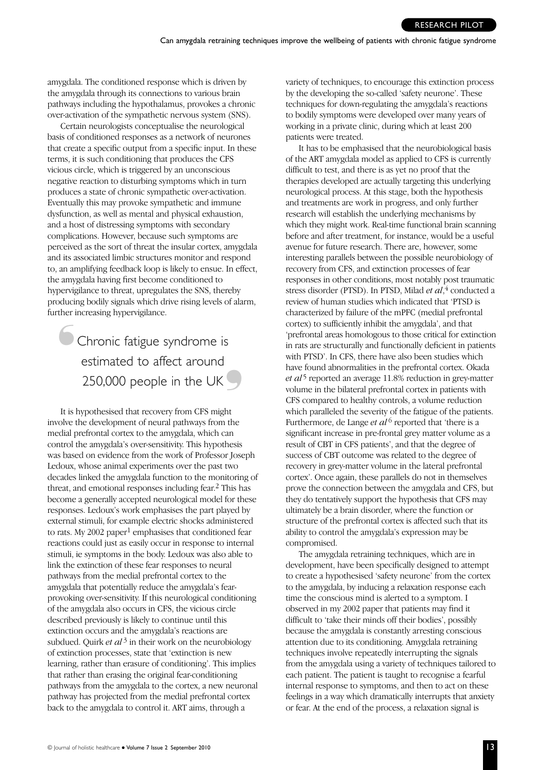amygdala. The conditioned response which is driven by the amygdala through its connections to various brain pathways including the hypothalamus, provokes a chronic over-activation of the sympathetic nervous system (SNS).

Certain neurologists conceptualise the neurological basis of conditioned responses as a network of neurones that create a specific output from a specific input. In these terms, it is such conditioning that produces the CFS vicious circle, which is triggered by an unconscious negative reaction to disturbing symptoms which in turn produces a state of chronic sympathetic over-activation. Eventually this may provoke sympathetic and immune dysfunction, as well as mental and physical exhaustion, and a host of distressing symptoms with secondary complications. However, because such symptoms are perceived as the sort of threat the insular cortex, amygdala and its associated limbic structures monitor and respond to, an amplifying feedback loop is likely to ensue. In effect, the amygdala having first become conditioned to hypervigilance to threat, upregulates the SNS, thereby producing bodily signals which drive rising levels of alarm, further increasing hypervigilance.

> Chronic fatigue syndrome is estimated to affect around 250,000 people in the UK

It is hypothesised that recovery from CFS might involve the development of neural pathways from the medial prefrontal cortex to the amygdala, which can control the amygdala's over-sensitivity. This hypothesis was based on evidence from the work of Professor Joseph Ledoux, whose animal experiments over the past two decades linked the amygdala function to the monitoring of threat, and emotional responses including fear.[2] This has become a generally accepted neurological model for these responses. Ledoux's work emphasises the part played by external stimuli, for example electric shocks administered to rats. My 2002 paper[1] emphasises that conditioned fear reactions could just as easily occur in response to internal stimuli, ie symptoms in the body. Ledoux was also able to link the extinction of these fear responses to neural pathways from the medial prefrontal cortex to the amygdala that potentially reduce the amygdala's fear-provoking over-sensitivity. If this neurological conditioning of the amygdala also occurs in CFS, the vicious circle described previously is likely to continue until this extinction occurs and the amygdala's reactions are subdued. Quirk *et al*[3] in their work on the neurobiology of extinction processes, state that 'extinction is new learning, rather than erasure of conditioning'. This implies that rather than erasing the original fear-conditioning pathways from the amygdala to the cortex, a new neuronal pathway has projected from the medial prefrontal cortex back to the amygdala to control it. ART aims, through a variety of techniques, to encourage this extinction process by the developing the so-called 'safety neurone'. These techniques for down-regulating the amygdala's reactions to bodily symptoms were developed over many years of working in a private clinic, during which at least 200 patients were treated.

It has to be emphasised that the neurobiological basis of the ART amygdala model as applied to CFS is currently difficult to test, and there is as yet no proof that the therapies developed are actually targeting this underlying neurological process. At this stage, both the hypothesis and treatments are work in progress, and only further research will establish the underlying mechanisms by which they might work. Real-time functional brain scanning before and after treatment, for instance, would be a useful avenue for future research. There are, however, some interesting parallels between the possible neurobiology of recovery from CFS, and extinction processes of fear responses in other conditions, most notably post traumatic stress disorder (PTSD). In PTSD, Milad *et al*,[4] conducted a review of human studies which indicated that 'PTSD is characterized by failure of the mPFC (medial prefrontal cortex) to sufficiently inhibit the amygdala', and that 'prefrontal areas homologous to those critical for extinction in rats are structurally and functionally deficient in patients with PTSD'. In CFS, there have also been studies which have found abnormalities in the prefrontal cortex. Okada *et al*[5] reported an average 11.8% reduction in grey-matter volume in the bilateral prefrontal cortex in patients with CFS compared to healthy controls, a volume reduction which paralleled the severity of the fatigue of the patients. Furthermore, de Lange *et al*[6] reported that 'there is a significant increase in pre-frontal grey matter volume as a result of CBT in CFS patients', and that the degree of success of CBT outcome was related to the degree of recovery in grey-matter volume in the lateral prefrontal cortex'. Once again, these parallels do not in themselves prove the connection between the amygdala and CFS, but they do tentatively support the hypothesis that CFS may ultimately be a brain disorder, where the function or structure of the prefrontal cortex is affected such that its ability to control the amygdala's expression may be compromised.

The amygdala retraining techniques, which are in development, have been specifically designed to attempt to create a hypothesised 'safety neurone' from the cortex to the amygdala, by inducing a relaxation response each time the conscious mind is alerted to a symptom. I observed in my 2002 paper that patients may find it difficult to 'take their minds off their bodies', possibly because the amygdala is constantly arresting conscious attention due to its conditioning. Amygdala retraining techniques involve repeatedly interrupting the signals from the amygdala using a variety of techniques tailored to each patient. The patient is taught to recognise a fearful internal response to symptoms, and then to act on these feelings in a way which dramatically interrupts that anxiety or fear. At the end of the process, a relaxation signal is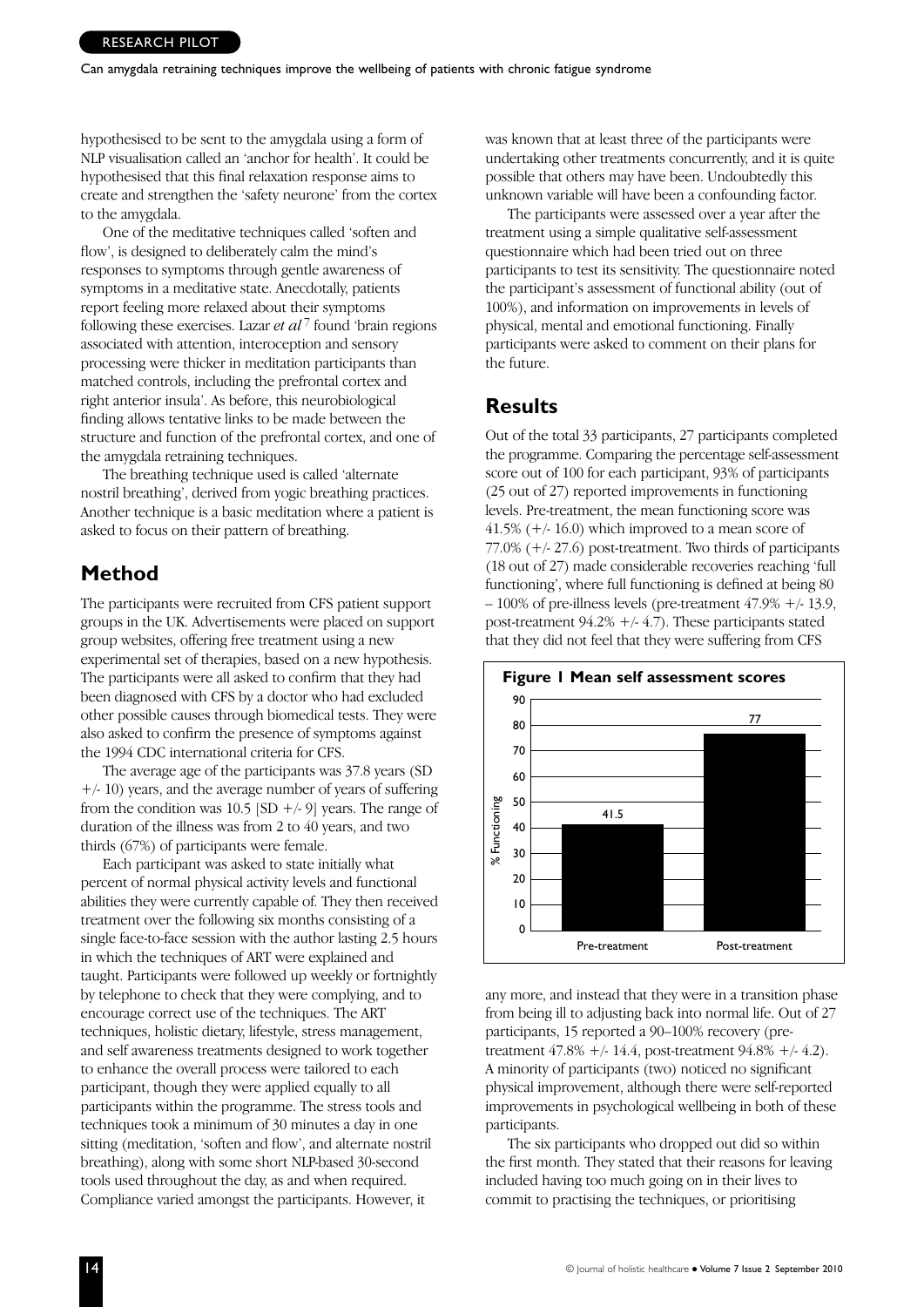hypothesised to be sent to the amygdala using a form of NLP visualisation called an 'anchor for health'. It could be hypothesised that this final relaxation response aims to create and strengthen the 'safety neurone' from the cortex to the amygdala.

One of the meditative techniques called 'soften and flow', is designed to deliberately calm the mind's responses to symptoms through gentle awareness of symptoms in a meditative state. Anecdotally, patients report feeling more relaxed about their symptoms following these exercises. Lazar *et al*[7] found 'brain regions associated with attention, interoception and sensory processing were thicker in meditation participants than matched controls, including the prefrontal cortex and right anterior insula'. As before, this neurobiological finding allows tentative links to be made between the structure and function of the prefrontal cortex, and one of the amygdala retraining techniques.

The breathing technique used is called 'alternate nostril breathing', derived from yogic breathing practices. Another technique is a basic meditation where a patient is asked to focus on their pattern of breathing.

## Method

The participants were recruited from CFS patient support groups in the UK. Advertisements were placed on support group websites, offering free treatment using a new experimental set of therapies, based on a new hypothesis. The participants were all asked to confirm that they had been diagnosed with CFS by a doctor who had excluded other possible causes through biomedical tests. They were also asked to confirm the presence of symptoms against the 1994 CDC international criteria for CFS.

The average age of the participants was 37.8 years (SD +/- 10) years, and the average number of years of suffering from the condition was 10.5 [SD +/- 9] years. The range of duration of the illness was from 2 to 40 years, and two thirds (67%) of participants were female.

Each participant was asked to state initially what percent of normal physical activity levels and functional abilities they were currently capable of. They then received treatment over the following six months consisting of a single face-to-face session with the author lasting 2.5 hours in which the techniques of ART were explained and taught. Participants were followed up weekly or fortnightly by telephone to check that they were complying, and to encourage correct use of the techniques. The ART techniques, holistic dietary, lifestyle, stress management, and self awareness treatments designed to work together to enhance the overall process were tailored to each participant, though they were applied equally to all participants within the programme. The stress tools and techniques took a minimum of 30 minutes a day in one sitting (meditation, 'soften and flow', and alternate nostril breathing), along with some short NLP-based 30-second tools used throughout the day, as and when required. Compliance varied amongst the participants. However, it was known that at least three of the participants were undertaking other treatments concurrently, and it is quite possible that others may have been. Undoubtedly this unknown variable will have been a confounding factor.

The participants were assessed over a year after the treatment using a simple qualitative self-assessment questionnaire which had been tried out on three participants to test its sensitivity. The questionnaire noted the participant's assessment of functional ability (out of 100%), and information on improvements in levels of physical, mental and emotional functioning. Finally participants were asked to comment on their plans for the future.

## Results

Out of the total 33 participants, 27 participants completed the programme. Comparing the percentage self-assessment score out of 100 for each participant, 93% of participants (25 out of 27) reported improvements in functioning levels. Pre-treatment, the mean functioning score was 41.5% (+/- 16.0) which improved to a mean score of 77.0% (+/- 27.6) post-treatment. Two thirds of participants (18 out of 27) made considerable recoveries reaching 'full functioning', where full functioning is defined at being 80 – 100% of pre-illness levels (pre-treatment 47.9% +/- 13.9, post-treatment 94.2% +/- 4.7). These participants stated that they did not feel that they were suffering from CFS any more, and instead that they were in a transition phase from being ill to adjusting back into normal life. Out of 27 participants, 15 reported a 90–100% recovery (pre-treatment 47.8% +/- 14.4, post-treatment 94.8% +/- 4.2). A minority of participants (two) noticed no significant physical improvement, although there were self-reported improvements in psychological wellbeing in both of these participants.

**Figure 1 Mean self assessment scores**

| | % Functioning |
|---|---|
| Pre-treatment | 41.5 |
| Post-treatment | 77 |

The six participants who dropped out did so within the first month. They stated that their reasons for leaving included having too much going on in their lives to commit to practising the techniques, or prioritising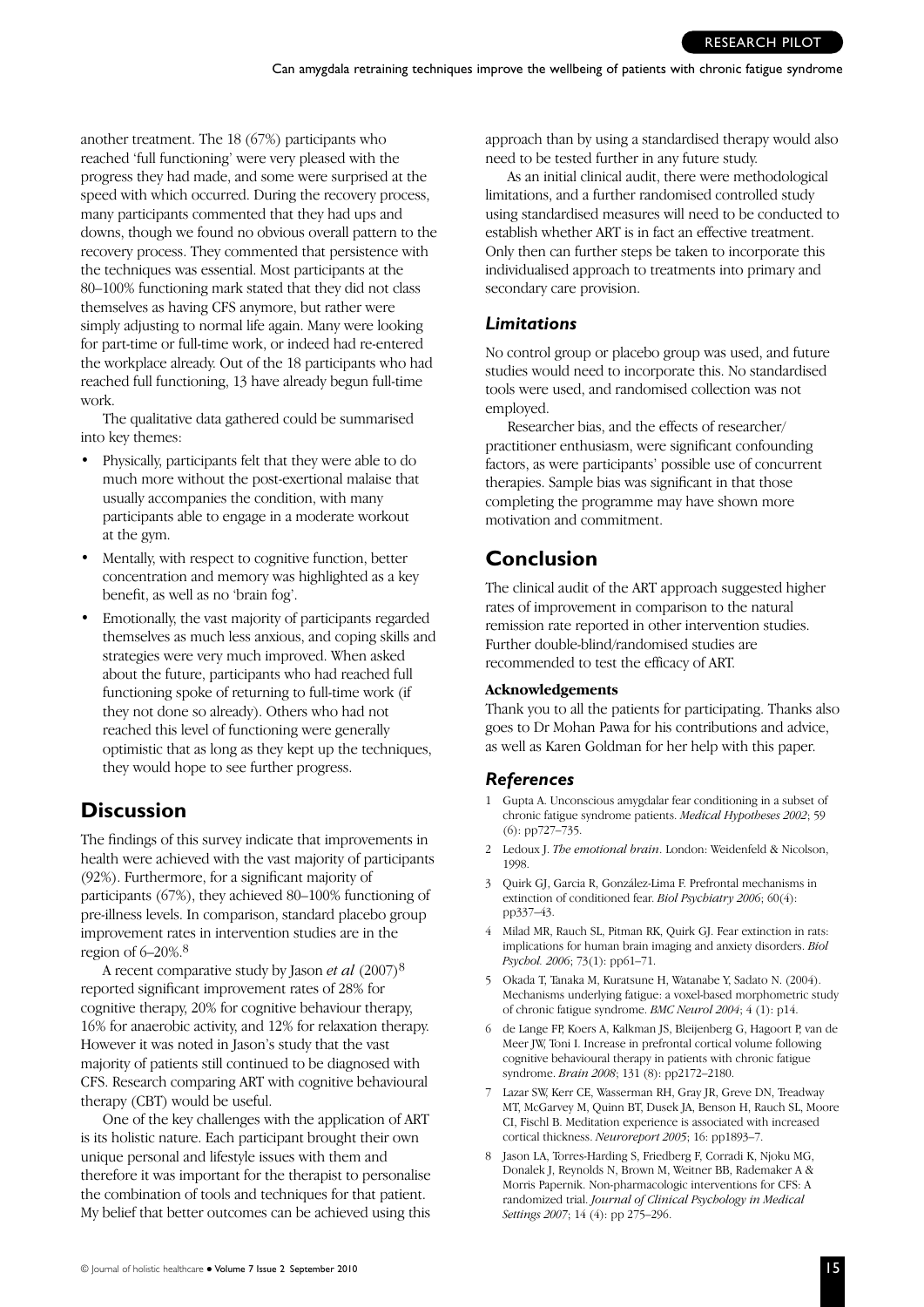another treatment. The 18 (67%) participants who reached 'full functioning' were very pleased with the progress they had made, and some were surprised at the speed with which occurred. During the recovery process, many participants commented that they had ups and downs, though we found no obvious overall pattern to the recovery process. They commented that persistence with the techniques was essential. Most participants at the 80–100% functioning mark stated that they did not class themselves as having CFS anymore, but rather were simply adjusting to normal life again. Many were looking for part-time or full-time work, or indeed had re-entered the workplace already. Out of the 18 participants who had reached full functioning, 13 have already begun full-time work.

The qualitative data gathered could be summarised into key themes:

- Physically, participants felt that they were able to do much more without the post-exertional malaise that usually accompanies the condition, with many participants able to engage in a moderate workout at the gym.
- Mentally, with respect to cognitive function, better concentration and memory was highlighted as a key benefit, as well as no 'brain fog'.
- Emotionally, the vast majority of participants regarded themselves as much less anxious, and coping skills and strategies were very much improved. When asked about the future, participants who had reached full functioning spoke of returning to full-time work (if they not done so already). Others who had not reached this level of functioning were generally optimistic that as long as they kept up the techniques, they would hope to see further progress.

## Discussion

The findings of this survey indicate that improvements in health were achieved with the vast majority of participants (92%). Furthermore, for a significant majority of participants (67%), they achieved 80–100% functioning of pre-illness levels. In comparison, standard placebo group improvement rates in intervention studies are in the region of 6–20%.[8]

A recent comparative study by Jason *et al* (2007)[8] reported significant improvement rates of 28% for cognitive therapy, 20% for cognitive behaviour therapy, 16% for anaerobic activity, and 12% for relaxation therapy. However it was noted in Jason's study that the vast majority of patients still continued to be diagnosed with CFS. Research comparing ART with cognitive behavioural therapy (CBT) would be useful.

One of the key challenges with the application of ART is its holistic nature. Each participant brought their own unique personal and lifestyle issues with them and therefore it was important for the therapist to personalise the combination of tools and techniques for that patient. My belief that better outcomes can be achieved using this approach than by using a standardised therapy would also need to be tested further in any future study.

As an initial clinical audit, there were methodological limitations, and a further randomised controlled study using standardised measures will need to be conducted to establish whether ART is in fact an effective treatment. Only then can further steps be taken to incorporate this individualised approach to treatments into primary and secondary care provision.

### *Limitations*

No control group or placebo group was used, and future studies would need to incorporate this. No standardised tools were used, and randomised collection was not employed.

Researcher bias, and the effects of researcher/practitioner enthusiasm, were significant confounding factors, as were participants' possible use of concurrent therapies. Sample bias was significant in that those completing the programme may have shown more motivation and commitment.

## Conclusion

The clinical audit of the ART approach suggested higher rates of improvement in comparison to the natural remission rate reported in other intervention studies. Further double-blind/randomised studies are recommended to test the efficacy of ART.

**Acknowledgements**

Thank you to all the patients for participating. Thanks also goes to Dr Mohan Pawa for his contributions and advice, as well as Karen Goldman for her help with this paper.

### *References*

1. Gupta A. Unconscious amygdalar fear conditioning in a subset of chronic fatigue syndrome patients. *Medical Hypotheses 2002*; 59 (6): pp727–735.
2. Ledoux J. *The emotional brain*. London: Weidenfeld & Nicolson, 1998.
3. Quirk GJ, Garcia R, González-Lima F. Prefrontal mechanisms in extinction of conditioned fear. *Biol Psychiatry 2006*; 60(4): pp337–43.
4. Milad MR, Rauch SL, Pitman RK, Quirk GJ. Fear extinction in rats: implications for human brain imaging and anxiety disorders. *Biol Psychol. 2006*; 73(1): pp61–71.
5. Okada T, Tanaka M, Kuratsune H, Watanabe Y, Sadato N. (2004). Mechanisms underlying fatigue: a voxel-based morphometric study of chronic fatigue syndrome. *BMC Neurol 2004*; 4 (1): p14.
6. de Lange FP, Koers A, Kalkman JS, Bleijenberg G, Hagoort P, van de Meer JW, Toni I. Increase in prefrontal cortical volume following cognitive behavioural therapy in patients with chronic fatigue syndrome. *Brain 2008*; 131 (8): pp2172–2180.
7. Lazar SW, Kerr CE, Wasserman RH, Gray JR, Greve DN, Treadway MT, McGarvey M, Quinn BT, Dusek JA, Benson H, Rauch SL, Moore CI, Fischl B. Meditation experience is associated with increased cortical thickness. *Neuroreport 2005*; 16: pp1893–7.
8. Jason LA, Torres-Harding S, Friedberg F, Corradi K, Njoku MG, Donalek J, Reynolds N, Brown M, Weitner BB, Rademaker A & Morris Papernik. Non-pharmacologic interventions for CFS: A randomized trial. *Journal of Clinical Psychology in Medical Settings 2007*; 14 (4): pp 275–296.